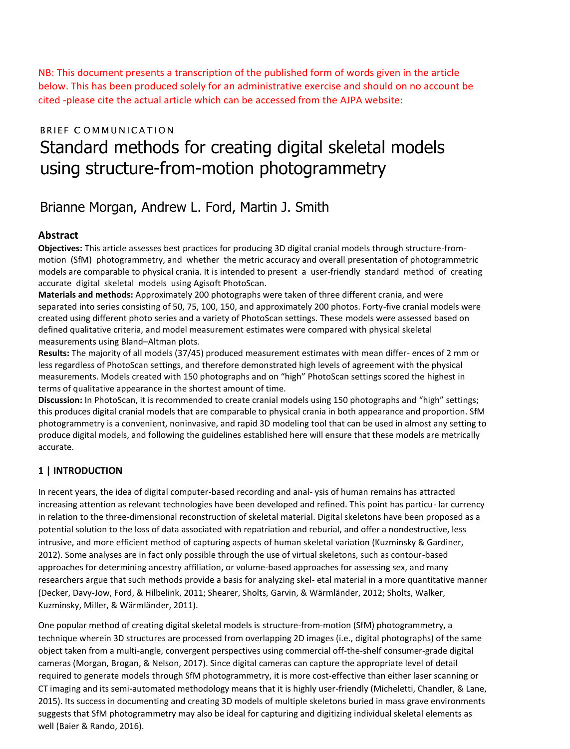NB: This document presents a transcription of the published form of words given in the article below. This has been produced solely for an administrative exercise and should on no account be cited -please cite the actual article which can be accessed from the AJPA website:

BRIEF COMMUNICATION

# Standard methods for creating digital skeletal models using structure-from-motion photogrammetry

Brianne Morgan, Andrew L. Ford, Martin J. Smith

## Abstract

**Objectives:** This article assesses best practices for producing 3D digital cranial models through structure-from-motion (SfM) photogrammetry, and whether the metric accuracy and overall presentation of photogrammetric models are comparable to physical crania. It is intended to present a user-friendly standard method of creating accurate digital skeletal models using Agisoft PhotoScan.

**Materials and methods:** Approximately 200 photographs were taken of three different crania, and were separated into series consisting of 50, 75, 100, 150, and approximately 200 photos. Forty-five cranial models were created using different photo series and a variety of PhotoScan settings. These models were assessed based on defined qualitative criteria, and model measurement estimates were compared with physical skeletal measurements using Bland–Altman plots.

**Results:** The majority of all models (37/45) produced measurement estimates with mean differ- ences of 2 mm or less regardless of PhotoScan settings, and therefore demonstrated high levels of agreement with the physical measurements. Models created with 150 photographs and on "high" PhotoScan settings scored the highest in terms of qualitative appearance in the shortest amount of time.

**Discussion:** In PhotoScan, it is recommended to create cranial models using 150 photographs and "high" settings; this produces digital cranial models that are comparable to physical crania in both appearance and proportion. SfM photogrammetry is a convenient, noninvasive, and rapid 3D modeling tool that can be used in almost any setting to produce digital models, and following the guidelines established here will ensure that these models are metrically accurate.

## 1 | INTRODUCTION

In recent years, the idea of digital computer-based recording and anal- ysis of human remains has attracted increasing attention as relevant technologies have been developed and refined. This point has particu- lar currency in relation to the three-dimensional reconstruction of skeletal material. Digital skeletons have been proposed as a potential solution to the loss of data associated with repatriation and reburial, and offer a nondestructive, less intrusive, and more efficient method of capturing aspects of human skeletal variation (Kuzminsky & Gardiner, 2012). Some analyses are in fact only possible through the use of virtual skeletons, such as contour-based approaches for determining ancestry affiliation, or volume-based approaches for assessing sex, and many researchers argue that such methods provide a basis for analyzing skel- etal material in a more quantitative manner (Decker, Davy-Jow, Ford, & Hilbelink, 2011; Shearer, Sholts, Garvin, & Wärmländer, 2012; Sholts, Walker, Kuzminsky, Miller, & Wärmländer, 2011).

One popular method of creating digital skeletal models is structure-from-motion (SfM) photogrammetry, a technique wherein 3D structures are processed from overlapping 2D images (i.e., digital photographs) of the same object taken from a multi-angle, convergent perspectives using commercial off-the-shelf consumer-grade digital cameras (Morgan, Brogan, & Nelson, 2017). Since digital cameras can capture the appropriate level of detail required to generate models through SfM photogrammetry, it is more cost-effective than either laser scanning or CT imaging and its semi-automated methodology means that it is highly user-friendly (Micheletti, Chandler, & Lane, 2015). Its success in documenting and creating 3D models of multiple skeletons buried in mass grave environments suggests that SfM photogrammetry may also be ideal for capturing and digitizing individual skeletal elements as well (Baier & Rando, 2016).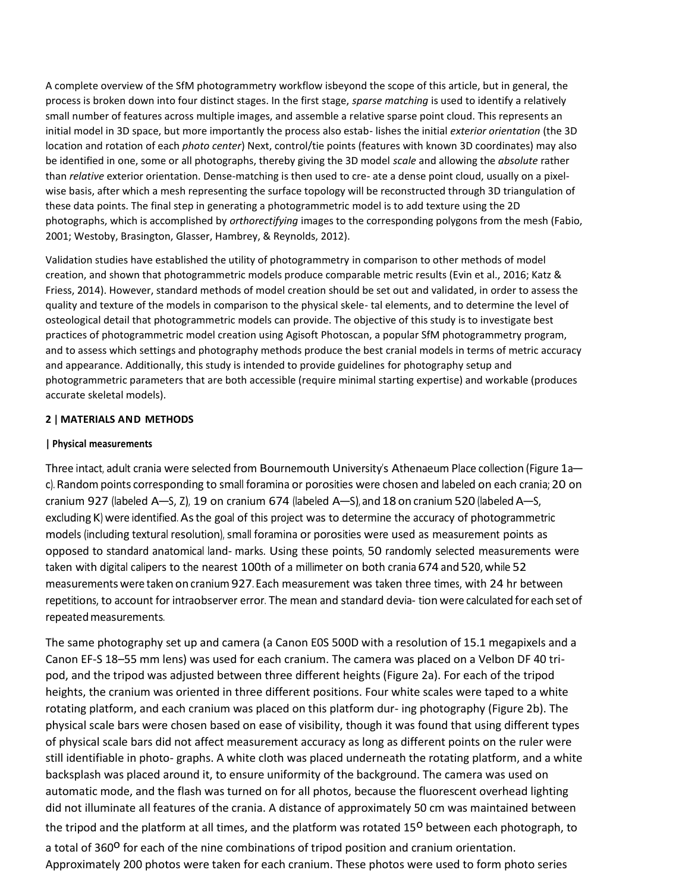A complete overview of the SfM photogrammetry workflow isbeyond the scope of this article, but in general, the process is broken down into four distinct stages. In the first stage, *sparse matching* is used to identify a relatively small number of features across multiple images, and assemble a relative sparse point cloud. This represents an initial model in 3D space, but more importantly the process also estab- lishes the initial *exterior orientation* (the 3D location and rotation of each *photo center*) Next, control/tie points (features with known 3D coordinates) may also be identified in one, some or all photographs, thereby giving the 3D model *scale* and allowing the *absolute* rather than *relative* exterior orientation. Dense-matching is then used to cre- ate a dense point cloud, usually on a pixel-wise basis, after which a mesh representing the surface topology will be reconstructed through 3D triangulation of these data points. The final step in generating a photogrammetric model is to add texture using the 2D photographs, which is accomplished by *orthorectifying* images to the corresponding polygons from the mesh (Fabio, 2001; Westoby, Brasington, Glasser, Hambrey, & Reynolds, 2012).

Validation studies have established the utility of photogrammetry in comparison to other methods of model creation, and shown that photogrammetric models produce comparable metric results (Evin et al., 2016; Katz & Friess, 2014). However, standard methods of model creation should be set out and validated, in order to assess the quality and texture of the models in comparison to the physical skele- tal elements, and to determine the level of osteological detail that photogrammetric models can provide. The objective of this study is to investigate best practices of photogrammetric model creation using Agisoft Photoscan, a popular SfM photogrammetry program, and to assess which settings and photography methods produce the best cranial models in terms of metric accuracy and appearance. Additionally, this study is intended to provide guidelines for photography setup and photogrammetric parameters that are both accessible (require minimal starting expertise) and workable (produces accurate skeletal models).

## 2 | MATERIALS AND METHODS

### | Physical measurements

Three intact, adult crania were selected from Bournemouth University's Athenaeum Place collection (Figure 1a—c). Random points corresponding to small foramina or porosities were chosen and labeled on each crania; 20 on cranium 927 (labeled A—S, Z), 19 on cranium 674 (labeled A—S), and 18 on cranium 520 (labeled A—S, excluding K) were identified. As the goal of this project was to determine the accuracy of photogrammetric models (including textural resolution), small foramina or porosities were used as measurement points as opposed to standard anatomical land- marks. Using these points, 50 randomly selected measurements were taken with digital calipers to the nearest 100th of a millimeter on both crania 674 and 520, while 52 measurements were taken on cranium 927. Each measurement was taken three times, with 24 hr between repetitions, to account for intraobserver error. The mean and standard devia- tion were calculated for each set of repeated measurements.

The same photography set up and camera (a Canon E0S 500D with a resolution of 15.1 megapixels and a Canon EF-S 18–55 mm lens) was used for each cranium. The camera was placed on a Velbon DF 40 tri- pod, and the tripod was adjusted between three different heights (Figure 2a). For each of the tripod heights, the cranium was oriented in three different positions. Four white scales were taped to a white rotating platform, and each cranium was placed on this platform dur- ing photography (Figure 2b). The physical scale bars were chosen based on ease of visibility, though it was found that using different types of physical scale bars did not affect measurement accuracy as long as different points on the ruler were still identifiable in photo- graphs. A white cloth was placed underneath the rotating platform, and a white backsplash was placed around it, to ensure uniformity of the background. The camera was used on automatic mode, and the flash was turned on for all photos, because the fluorescent overhead lighting did not illuminate all features of the crania. A distance of approximately 50 cm was maintained between the tripod and the platform at all times, and the platform was rotated $15^{o}$ between each photograph, to a total of $360^{o}$ for each of the nine combinations of tripod position and cranium orientation. Approximately 200 photos were taken for each cranium. These photos were used to form photo series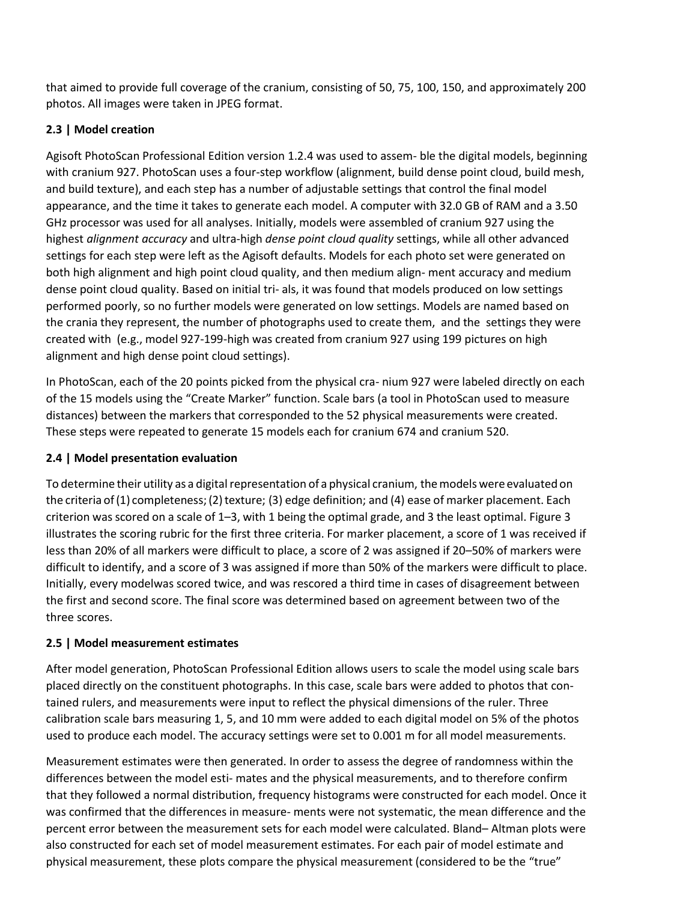that aimed to provide full coverage of the cranium, consisting of 50, 75, 100, 150, and approximately 200 photos. All images were taken in JPEG format.

### 2.3 | Model creation

Agisoft PhotoScan Professional Edition version 1.2.4 was used to assem- ble the digital models, beginning with cranium 927. PhotoScan uses a four-step workflow (alignment, build dense point cloud, build mesh, and build texture), and each step has a number of adjustable settings that control the final model appearance, and the time it takes to generate each model. A computer with 32.0 GB of RAM and a 3.50 GHz processor was used for all analyses. Initially, models were assembled of cranium 927 using the highest *alignment accuracy* and ultra-high *dense point cloud quality* settings, while all other advanced settings for each step were left as the Agisoft defaults. Models for each photo set were generated on both high alignment and high point cloud quality, and then medium align- ment accuracy and medium dense point cloud quality. Based on initial tri- als, it was found that models produced on low settings performed poorly, so no further models were generated on low settings. Models are named based on the crania they represent, the number of photographs used to create them, and the settings they were created with (e.g., model 927-199-high was created from cranium 927 using 199 pictures on high alignment and high dense point cloud settings).

In PhotoScan, each of the 20 points picked from the physical cra- nium 927 were labeled directly on each of the 15 models using the "Create Marker" function. Scale bars (a tool in PhotoScan used to measure distances) between the markers that corresponded to the 52 physical measurements were created. These steps were repeated to generate 15 models each for cranium 674 and cranium 520.

### 2.4 | Model presentation evaluation

To determine their utility as a digital representation of a physical cranium, the models were evaluated on the criteria of (1) completeness; (2) texture; (3) edge definition; and (4) ease of marker placement. Each criterion was scored on a scale of 1–3, with 1 being the optimal grade, and 3 the least optimal. Figure 3 illustrates the scoring rubric for the first three criteria. For marker placement, a score of 1 was received if less than 20% of all markers were difficult to place, a score of 2 was assigned if 20–50% of markers were difficult to identify, and a score of 3 was assigned if more than 50% of the markers were difficult to place. Initially, every modelwas scored twice, and was rescored a third time in cases of disagreement between the first and second score. The final score was determined based on agreement between two of the three scores.

### 2.5 | Model measurement estimates

After model generation, PhotoScan Professional Edition allows users to scale the model using scale bars placed directly on the constituent photographs. In this case, scale bars were added to photos that con- tained rulers, and measurements were input to reflect the physical dimensions of the ruler. Three calibration scale bars measuring 1, 5, and 10 mm were added to each digital model on 5% of the photos used to produce each model. The accuracy settings were set to 0.001 m for all model measurements.

Measurement estimates were then generated. In order to assess the degree of randomness within the differences between the model esti- mates and the physical measurements, and to therefore confirm that they followed a normal distribution, frequency histograms were constructed for each model. Once it was confirmed that the differences in measure- ments were not systematic, the mean difference and the percent error between the measurement sets for each model were calculated. Bland– Altman plots were also constructed for each set of model measurement estimates. For each pair of model estimate and physical measurement, these plots compare the physical measurement (considered to be the "true"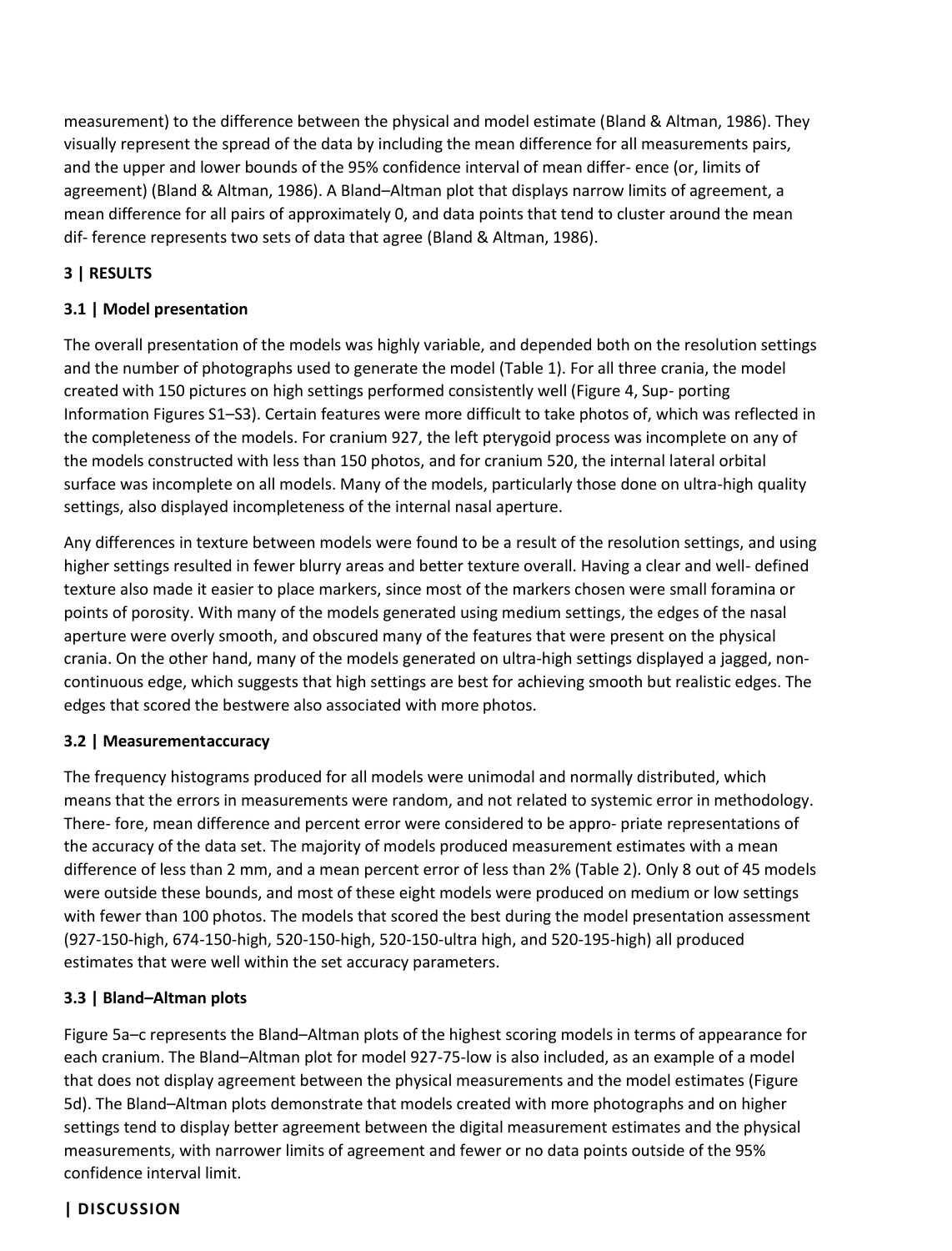measurement) to the difference between the physical and model estimate (Bland & Altman, 1986). They visually represent the spread of the data by including the mean difference for all measurements pairs, and the upper and lower bounds of the 95% confidence interval of mean differ- ence (or, limits of agreement) (Bland & Altman, 1986). A Bland–Altman plot that displays narrow limits of agreement, a mean difference for all pairs of approximately 0, and data points that tend to cluster around the mean dif- ference represents two sets of data that agree (Bland & Altman, 1986).

## 3 | RESULTS

### 3.1 | Model presentation

The overall presentation of the models was highly variable, and depended both on the resolution settings and the number of photographs used to generate the model (Table 1). For all three crania, the model created with 150 pictures on high settings performed consistently well (Figure 4, Sup- porting Information Figures S1–S3). Certain features were more difficult to take photos of, which was reflected in the completeness of the models. For cranium 927, the left pterygoid process was incomplete on any of the models constructed with less than 150 photos, and for cranium 520, the internal lateral orbital surface was incomplete on all models. Many of the models, particularly those done on ultra-high quality settings, also displayed incompleteness of the internal nasal aperture.

Any differences in texture between models were found to be a result of the resolution settings, and using higher settings resulted in fewer blurry areas and better texture overall. Having a clear and well- defined texture also made it easier to place markers, since most of the markers chosen were small foramina or points of porosity. With many of the models generated using medium settings, the edges of the nasal aperture were overly smooth, and obscured many of the features that were present on the physical crania. On the other hand, many of the models generated on ultra-high settings displayed a jagged, non- continuous edge, which suggests that high settings are best for achieving smooth but realistic edges. The edges that scored the bestwere also associated with more photos.

### 3.2 | Measurementaccuracy

The frequency histograms produced for all models were unimodal and normally distributed, which means that the errors in measurements were random, and not related to systemic error in methodology. There- fore, mean difference and percent error were considered to be appro- priate representations of the accuracy of the data set. The majority of models produced measurement estimates with a mean difference of less than 2 mm, and a mean percent error of less than 2% (Table 2). Only 8 out of 45 models were outside these bounds, and most of these eight models were produced on medium or low settings with fewer than 100 photos. The models that scored the best during the model presentation assessment (927-150-high, 674-150-high, 520-150-high, 520-150-ultra high, and 520-195-high) all produced estimates that were well within the set accuracy parameters.

### 3.3 | Bland–Altman plots

Figure 5a–c represents the Bland–Altman plots of the highest scoring models in terms of appearance for each cranium. The Bland–Altman plot for model 927-75-low is also included, as an example of a model that does not display agreement between the physical measurements and the model estimates (Figure 5d). The Bland–Altman plots demonstrate that models created with more photographs and on higher settings tend to display better agreement between the digital measurement estimates and the physical measurements, with narrower limits of agreement and fewer or no data points outside of the 95% confidence interval limit.

## | DISCUSSION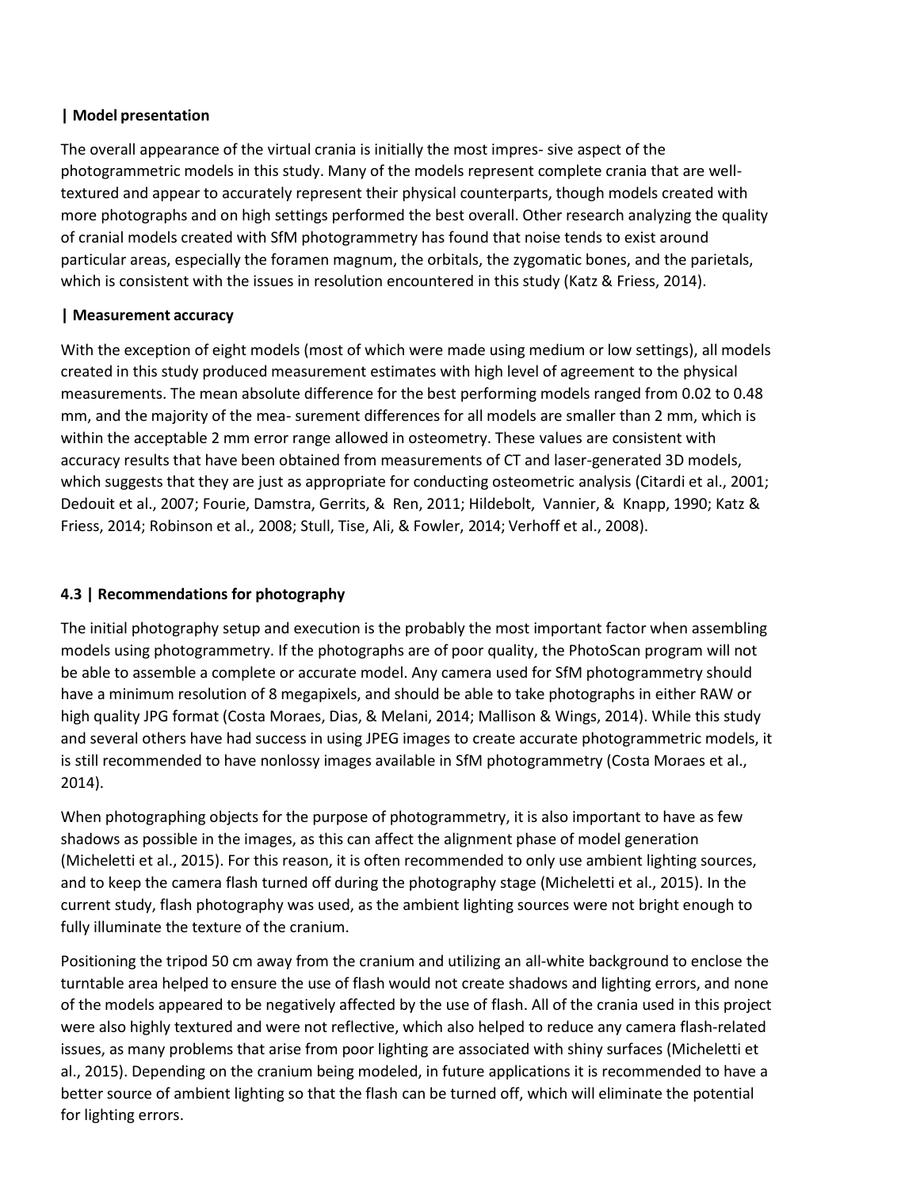### | Model presentation

The overall appearance of the virtual crania is initially the most impres- sive aspect of the photogrammetric models in this study. Many of the models represent complete crania that are well-textured and appear to accurately represent their physical counterparts, though models created with more photographs and on high settings performed the best overall. Other research analyzing the quality of cranial models created with SfM photogrammetry has found that noise tends to exist around particular areas, especially the foramen magnum, the orbitals, the zygomatic bones, and the parietals, which is consistent with the issues in resolution encountered in this study (Katz & Friess, 2014).

### | Measurement accuracy

With the exception of eight models (most of which were made using medium or low settings), all models created in this study produced measurement estimates with high level of agreement to the physical measurements. The mean absolute difference for the best performing models ranged from 0.02 to 0.48 mm, and the majority of the mea- surement differences for all models are smaller than 2 mm, which is within the acceptable 2 mm error range allowed in osteometry. These values are consistent with accuracy results that have been obtained from measurements of CT and laser-generated 3D models, which suggests that they are just as appropriate for conducting osteometric analysis (Citardi et al., 2001; Dedouit et al., 2007; Fourie, Damstra, Gerrits, & Ren, 2011; Hildebolt, Vannier, & Knapp, 1990; Katz & Friess, 2014; Robinson et al., 2008; Stull, Tise, Ali, & Fowler, 2014; Verhoff et al., 2008).

## 4.3 | Recommendations for photography

The initial photography setup and execution is the probably the most important factor when assembling models using photogrammetry. If the photographs are of poor quality, the PhotoScan program will not be able to assemble a complete or accurate model. Any camera used for SfM photogrammetry should have a minimum resolution of 8 megapixels, and should be able to take photographs in either RAW or high quality JPG format (Costa Moraes, Dias, & Melani, 2014; Mallison & Wings, 2014). While this study and several others have had success in using JPEG images to create accurate photogrammetric models, it is still recommended to have nonlossy images available in SfM photogrammetry (Costa Moraes et al., 2014).

When photographing objects for the purpose of photogrammetry, it is also important to have as few shadows as possible in the images, as this can affect the alignment phase of model generation (Micheletti et al., 2015). For this reason, it is often recommended to only use ambient lighting sources, and to keep the camera flash turned off during the photography stage (Micheletti et al., 2015). In the current study, flash photography was used, as the ambient lighting sources were not bright enough to fully illuminate the texture of the cranium.

Positioning the tripod 50 cm away from the cranium and utilizing an all-white background to enclose the turntable area helped to ensure the use of flash would not create shadows and lighting errors, and none of the models appeared to be negatively affected by the use of flash. All of the crania used in this project were also highly textured and were not reflective, which also helped to reduce any camera flash-related issues, as many problems that arise from poor lighting are associated with shiny surfaces (Micheletti et al., 2015). Depending on the cranium being modeled, in future applications it is recommended to have a better source of ambient lighting so that the flash can be turned off, which will eliminate the potential for lighting errors.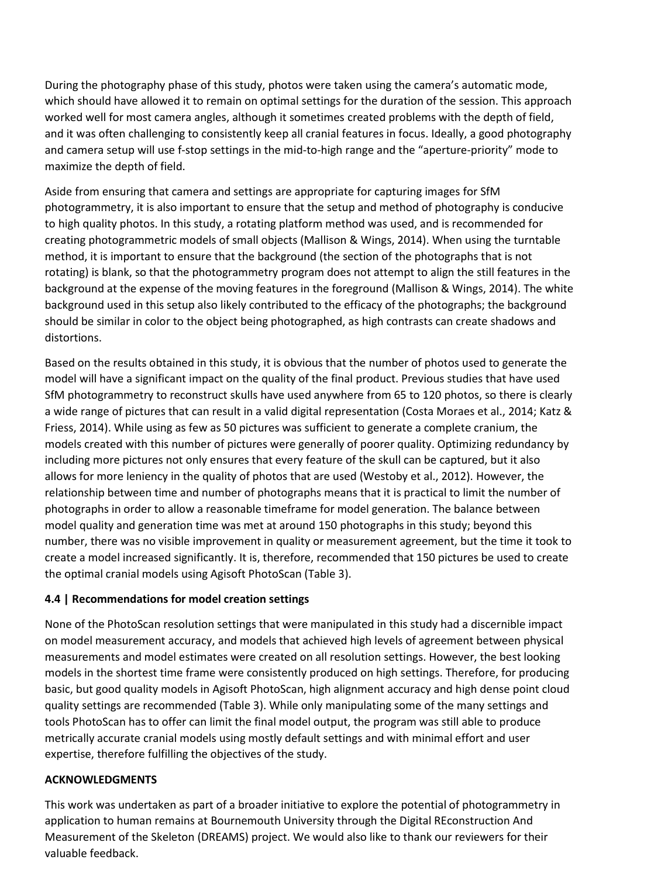During the photography phase of this study, photos were taken using the camera's automatic mode, which should have allowed it to remain on optimal settings for the duration of the session. This approach worked well for most camera angles, although it sometimes created problems with the depth of field, and it was often challenging to consistently keep all cranial features in focus. Ideally, a good photography and camera setup will use f-stop settings in the mid-to-high range and the "aperture-priority" mode to maximize the depth of field.

Aside from ensuring that camera and settings are appropriate for capturing images for SfM photogrammetry, it is also important to ensure that the setup and method of photography is conducive to high quality photos. In this study, a rotating platform method was used, and is recommended for creating photogrammetric models of small objects (Mallison & Wings, 2014). When using the turntable method, it is important to ensure that the background (the section of the photographs that is not rotating) is blank, so that the photogrammetry program does not attempt to align the still features in the background at the expense of the moving features in the foreground (Mallison & Wings, 2014). The white background used in this setup also likely contributed to the efficacy of the photographs; the background should be similar in color to the object being photographed, as high contrasts can create shadows and distortions.

Based on the results obtained in this study, it is obvious that the number of photos used to generate the model will have a significant impact on the quality of the final product. Previous studies that have used SfM photogrammetry to reconstruct skulls have used anywhere from 65 to 120 photos, so there is clearly a wide range of pictures that can result in a valid digital representation (Costa Moraes et al., 2014; Katz & Friess, 2014). While using as few as 50 pictures was sufficient to generate a complete cranium, the models created with this number of pictures were generally of poorer quality. Optimizing redundancy by including more pictures not only ensures that every feature of the skull can be captured, but it also allows for more leniency in the quality of photos that are used (Westoby et al., 2012). However, the relationship between time and number of photographs means that it is practical to limit the number of photographs in order to allow a reasonable timeframe for model generation. The balance between model quality and generation time was met at around 150 photographs in this study; beyond this number, there was no visible improvement in quality or measurement agreement, but the time it took to create a model increased significantly. It is, therefore, recommended that 150 pictures be used to create the optimal cranial models using Agisoft PhotoScan (Table 3).

### 4.4 | Recommendations for model creation settings

None of the PhotoScan resolution settings that were manipulated in this study had a discernible impact on model measurement accuracy, and models that achieved high levels of agreement between physical measurements and model estimates were created on all resolution settings. However, the best looking models in the shortest time frame were consistently produced on high settings. Therefore, for producing basic, but good quality models in Agisoft PhotoScan, high alignment accuracy and high dense point cloud quality settings are recommended (Table 3). While only manipulating some of the many settings and tools PhotoScan has to offer can limit the final model output, the program was still able to produce metrically accurate cranial models using mostly default settings and with minimal effort and user expertise, therefore fulfilling the objectives of the study.

## ACKNOWLEDGMENTS

This work was undertaken as part of a broader initiative to explore the potential of photogrammetry in application to human remains at Bournemouth University through the Digital REconstruction And Measurement of the Skeleton (DREAMS) project. We would also like to thank our reviewers for their valuable feedback.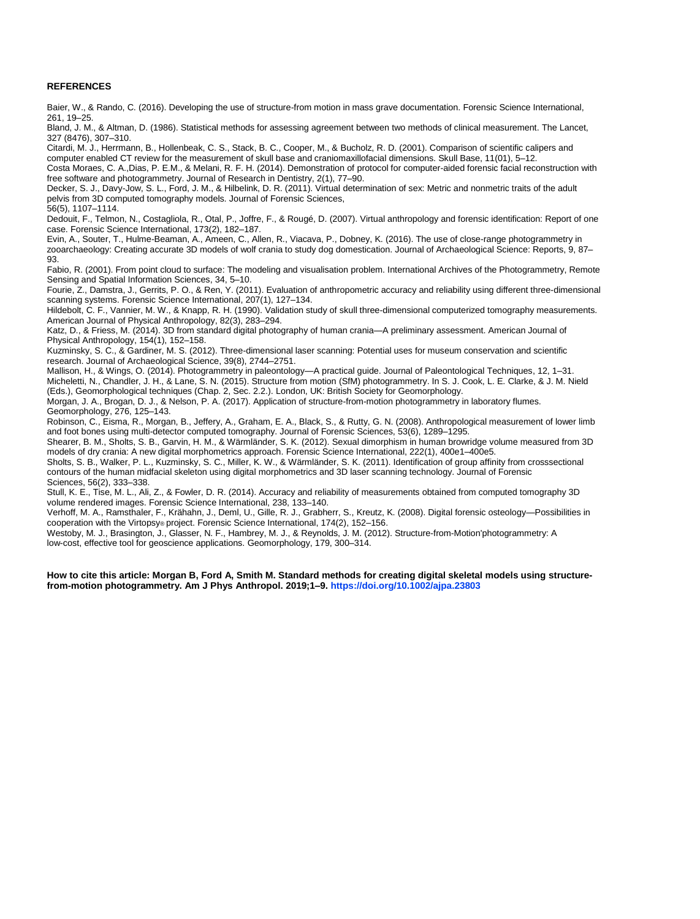## REFERENCES

Baier, W., & Rando, C. (2016). Developing the use of structure-from motion in mass grave documentation. Forensic Science International, 261, 19–25.

Bland, J. M., & Altman, D. (1986). Statistical methods for assessing agreement between two methods of clinical measurement. The Lancet, 327 (8476), 307–310.

Citardi, M. J., Herrmann, B., Hollenbeak, C. S., Stack, B. C., Cooper, M., & Bucholz, R. D. (2001). Comparison of scientific calipers and computer enabled CT review for the measurement of skull base and craniomaxillofacial dimensions. Skull Base, 11(01), 5–12.

Costa Moraes, C. A.,Dias, P. E.M., & Melani, R. F. H. (2014). Demonstration of protocol for computer-aided forensic facial reconstruction with free software and photogrammetry. Journal of Research in Dentistry, 2(1), 77–90.

Decker, S. J., Davy-Jow, S. L., Ford, J. M., & Hilbelink, D. R. (2011). Virtual determination of sex: Metric and nonmetric traits of the adult pelvis from 3D computed tomography models. Journal of Forensic Sciences, 56(5), 1107–1114.

Dedouit, F., Telmon, N., Costagliola, R., Otal, P., Joffre, F., & Rougé, D. (2007). Virtual anthropology and forensic identification: Report of one case. Forensic Science International, 173(2), 182–187.

Evin, A., Souter, T., Hulme-Beaman, A., Ameen, C., Allen, R., Viacava, P., Dobney, K. (2016). The use of close-range photogrammetry in zooarchaeology: Creating accurate 3D models of wolf crania to study dog domestication. Journal of Archaeological Science: Reports, 9, 87–93.

Fabio, R. (2001). From point cloud to surface: The modeling and visualisation problem. International Archives of the Photogrammetry, Remote Sensing and Spatial Information Sciences, 34, 5–10.

Fourie, Z., Damstra, J., Gerrits, P. O., & Ren, Y. (2011). Evaluation of anthropometric accuracy and reliability using different three-dimensional scanning systems. Forensic Science International, 207(1), 127–134.

Hildebolt, C. F., Vannier, M. W., & Knapp, R. H. (1990). Validation study of skull three-dimensional computerized tomography measurements. American Journal of Physical Anthropology, 82(3), 283–294.

Katz, D., & Friess, M. (2014). 3D from standard digital photography of human crania—A preliminary assessment. American Journal of Physical Anthropology, 154(1), 152–158.

Kuzminsky, S. C., & Gardiner, M. S. (2012). Three-dimensional laser scanning: Potential uses for museum conservation and scientific research. Journal of Archaeological Science, 39(8), 2744–2751.

Mallison, H., & Wings, O. (2014). Photogrammetry in paleontology—A practical guide. Journal of Paleontological Techniques, 12, 1–31.

Micheletti, N., Chandler, J. H., & Lane, S. N. (2015). Structure from motion (SfM) photogrammetry. In S. J. Cook, L. E. Clarke, & J. M. Nield (Eds.), Geomorphological techniques (Chap. 2, Sec. 2.2.). London, UK: British Society for Geomorphology.

Morgan, J. A., Brogan, D. J., & Nelson, P. A. (2017). Application of structure-from-motion photogrammetry in laboratory flumes. Geomorphology, 276, 125–143.

Robinson, C., Eisma, R., Morgan, B., Jeffery, A., Graham, E. A., Black, S., & Rutty, G. N. (2008). Anthropological measurement of lower limb and foot bones using multi-detector computed tomography. Journal of Forensic Sciences, 53(6), 1289–1295.

Shearer, B. M., Sholts, S. B., Garvin, H. M., & Wärmländer, S. K. (2012). Sexual dimorphism in human browridge volume measured from 3D models of dry crania: A new digital morphometrics approach. Forensic Science International, 222(1), 400e1–400e5.

Sholts, S. B., Walker, P. L., Kuzminsky, S. C., Miller, K. W., & Wärmländer, S. K. (2011). Identification of group affinity from crosssectional contours of the human midfacial skeleton using digital morphometrics and 3D laser scanning technology. Journal of Forensic Sciences, 56(2), 333–338.

Stull, K. E., Tise, M. L., Ali, Z., & Fowler, D. R. (2014). Accuracy and reliability of measurements obtained from computed tomography 3D volume rendered images. Forensic Science International, 238, 133–140.

Verhoff, M. A., Ramsthaler, F., Krähahn, J., Deml, U., Gille, R. J., Grabherr, S., Kreutz, K. (2008). Digital forensic osteology—Possibilities in cooperation with the Virtopsy® project. Forensic Science International, 174(2), 152–156.

Westoby, M. J., Brasington, J., Glasser, N. F., Hambrey, M. J., & Reynolds, J. M. (2012). Structure-from-Motion'photogrammetry: A low-cost, effective tool for geoscience applications. Geomorphology, 179, 300–314.

**How to cite this article: Morgan B, Ford A, Smith M. Standard methods for creating digital skeletal models using structure-from-motion photogrammetry. Am J Phys Anthropol. 2019;1–9. https://doi.org/10.1002/ajpa.23803**